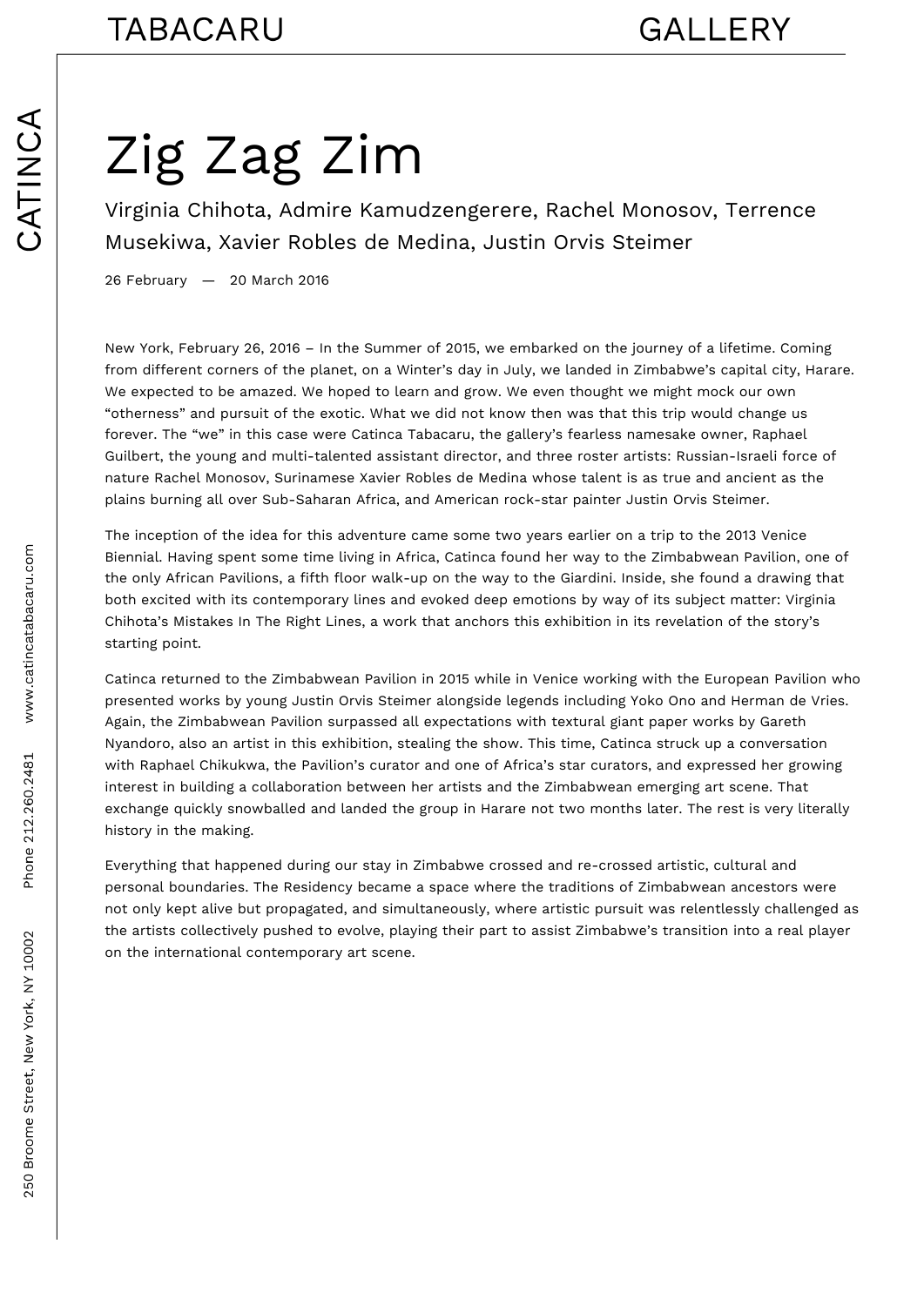# Zig Zag Zim

Virginia Chihota, Admire Kamudzengerere, Rachel Monosov, Terrence Musekiwa, Xavier Robles de Medina, Justin Orvis Steimer

26 February — 20 March 2016

New York, February 26, 2016 – In the Summer of 2015, we embarked on the journey of a lifetime. Coming from different corners of the planet, on a Winter's day in July, we landed in Zimbabwe's capital city, Harare. We expected to be amazed. We hoped to learn and grow. We even thought we might mock our own "otherness" and pursuit of the exotic. What we did not know then was that this trip would change us forever. The "we" in this case were Catinca Tabacaru, the gallery's fearless namesake owner, Raphael Guilbert, the young and multi-talented assistant director, and three roster artists: Russian-Israeli force of nature Rachel Monosov, Surinamese Xavier Robles de Medina whose talent is as true and ancient as the plains burning all over Sub-Saharan Africa, and American rock-star painter Justin Orvis Steimer.

The inception of the idea for this adventure came some two years earlier on a trip to the 2013 Venice Biennial. Having spent some time living in Africa, Catinca found her way to the Zimbabwean Pavilion, one of the only African Pavilions, a fifth floor walk-up on the way to the Giardini. Inside, she found a drawing that both excited with its contemporary lines and evoked deep emotions by way of its subject matter: Virginia Chihota's Mistakes In The Right Lines, a work that anchors this exhibition in its revelation of the story's starting point.

Catinca returned to the Zimbabwean Pavilion in 2015 while in Venice working with the European Pavilion who presented works by young Justin Orvis Steimer alongside legends including Yoko Ono and Herman de Vries. Again, the Zimbabwean Pavilion surpassed all expectations with textural giant paper works by Gareth Nyandoro, also an artist in this exhibition, stealing the show. This time, Catinca struck up a conversation with Raphael Chikukwa, the Pavilion's curator and one of Africa's star curators, and expressed her growing interest in building a collaboration between her artists and the Zimbabwean emerging art scene. That exchange quickly snowballed and landed the group in Harare not two months later. The rest is very literally history in the making.

Everything that happened during our stay in Zimbabwe crossed and re-crossed artistic, cultural and personal boundaries. The Residency became a space where the traditions of Zimbabwean ancestors were not only kept alive but propagated, and simultaneously, where artistic pursuit was relentlessly challenged as the artists collectively pushed to evolve, playing their part to assist Zimbabwe's transition into a real player on the international contemporary art scene.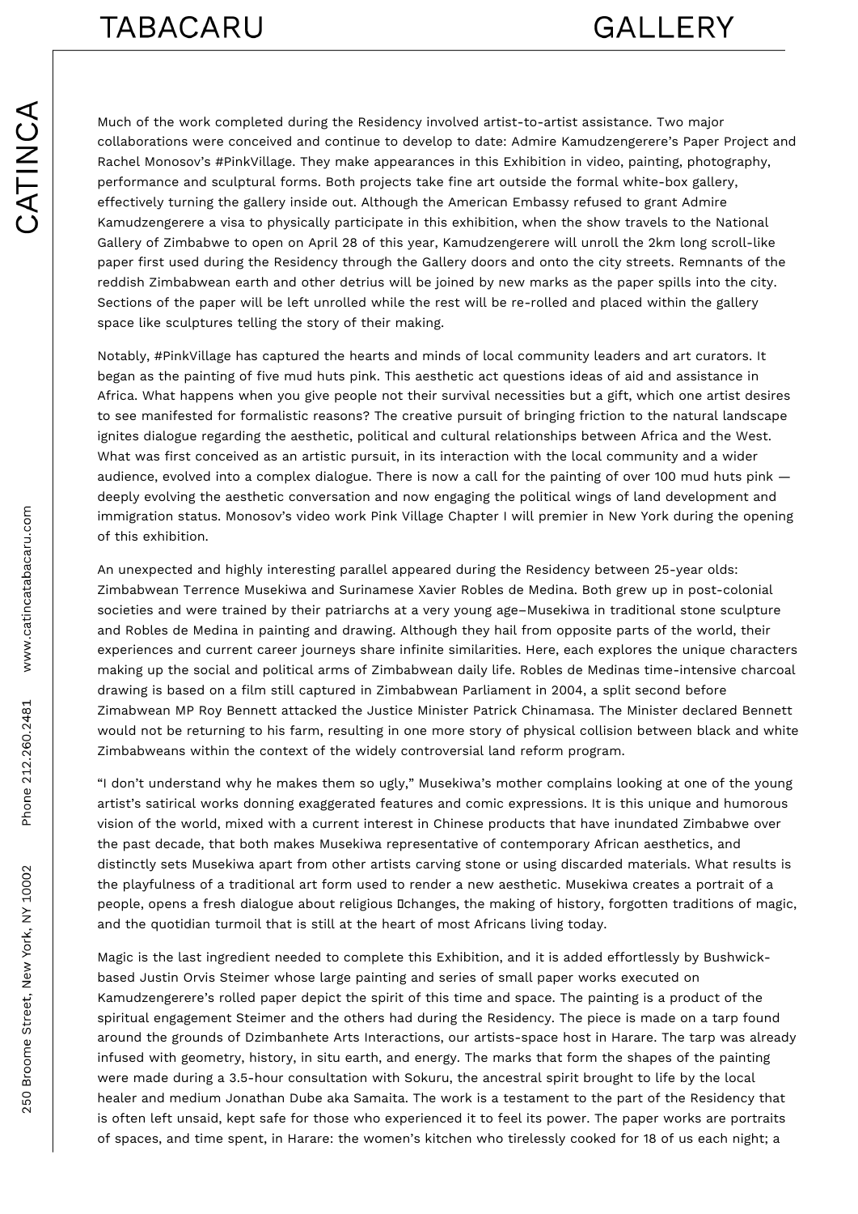Much of the work completed during the Residency involved artist-to-artist assistance. Two major collaborations were conceived and continue to develop to date: Admire Kamudzengerere's Paper Project and Rachel Monosov's #PinkVillage. They make appearances in this Exhibition in video, painting, photography, performance and sculptural forms. Both projects take fine art outside the formal white-box gallery, effectively turning the gallery inside out. Although the American Embassy refused to grant Admire Kamudzengerere a visa to physically participate in this exhibition, when the show travels to the National Gallery of Zimbabwe to open on April 28 of this year, Kamudzengerere will unroll the 2km long scroll-like paper first used during the Residency through the Gallery doors and onto the city streets. Remnants of the reddish Zimbabwean earth and other detrius will be joined by new marks as the paper spills into the city. Sections of the paper will be left unrolled while the rest will be re-rolled and placed within the gallery space like sculptures telling the story of their making.

Notably, #PinkVillage has captured the hearts and minds of local community leaders and art curators. It began as the painting of five mud huts pink. This aesthetic act questions ideas of aid and assistance in Africa. What happens when you give people not their survival necessities but a gift, which one artist desires to see manifested for formalistic reasons? The creative pursuit of bringing friction to the natural landscape ignites dialogue regarding the aesthetic, political and cultural relationships between Africa and the West. What was first conceived as an artistic pursuit, in its interaction with the local community and a wider audience, evolved into a complex dialogue. There is now a call for the painting of over 100 mud huts pink — deeply evolving the aesthetic conversation and now engaging the political wings of land development and immigration status. Monosov's video work Pink Village Chapter I will premier in New York during the opening of this exhibition.

An unexpected and highly interesting parallel appeared during the Residency between 25-year olds: Zimbabwean Terrence Musekiwa and Surinamese Xavier Robles de Medina. Both grew up in post-colonial societies and were trained by their patriarchs at a very young age–Musekiwa in traditional stone sculpture and Robles de Medina in painting and drawing. Although they hail from opposite parts of the world, their experiences and current career journeys share infinite similarities. Here, each explores the unique characters making up the social and political arms of Zimbabwean daily life. Robles de Medinas time-intensive charcoal drawing is based on a film still captured in Zimbabwean Parliament in 2004, a split second before Zimabwean MP Roy Bennett attacked the Justice Minister Patrick Chinamasa. The Minister declared Bennett would not be returning to his farm, resulting in one more story of physical collision between black and white Zimbabweans within the context of the widely controversial land reform program.

"I don't understand why he makes them so ugly," Musekiwa's mother complains looking at one of the young artist's satirical works donning exaggerated features and comic expressions. It is this unique and humorous vision of the world, mixed with a current interest in Chinese products that have inundated Zimbabwe over the past decade, that both makes Musekiwa representative of contemporary African aesthetics, and distinctly sets Musekiwa apart from other artists carving stone or using discarded materials. What results is the playfulness of a traditional art form used to render a new aesthetic. Musekiwa creates a portrait of a people, opens a fresh dialogue about religious changes, the making of history, forgotten traditions of magic, and the quotidian turmoil that is still at the heart of most Africans living today.

Magic is the last ingredient needed to complete this Exhibition, and it is added effortlessly by Bushwick-based Justin Orvis Steimer whose large painting and series of small paper works executed on Kamudzengerere's rolled paper depict the spirit of this time and space. The painting is a product of the spiritual engagement Steimer and the others had during the Residency. The piece is made on a tarp found around the grounds of Dzimbanhete Arts Interactions, our artists-space host in Harare. The tarp was already infused with geometry, history, in situ earth, and energy. The marks that form the shapes of the painting were made during a 3.5-hour consultation with Sokuru, the ancestral spirit brought to life by the local healer and medium Jonathan Dube aka Samaita. The work is a testament to the part of the Residency that is often left unsaid, kept safe for those who experienced it to feel its power. The paper works are portraits of spaces, and time spent, in Harare: the women's kitchen who tirelessly cooked for 18 of us each night; a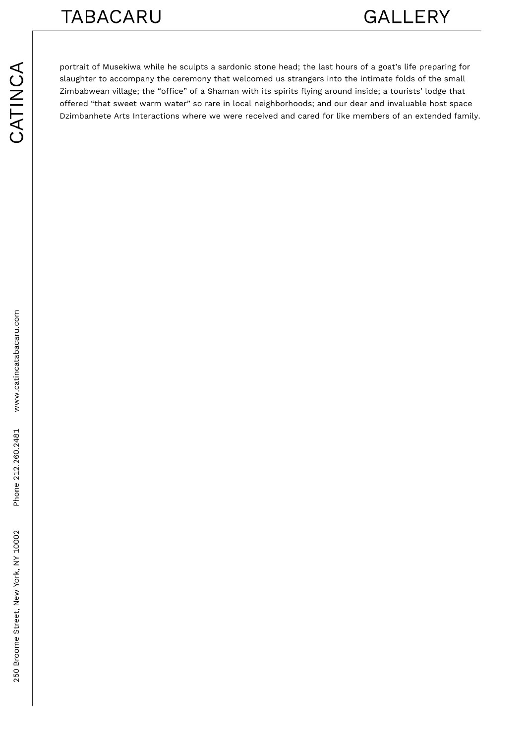portrait of Musekiwa while he sculpts a sardonic stone head; the last hours of a goat's life preparing for slaughter to accompany the ceremony that welcomed us strangers into the intimate folds of the small Zimbabwean village; the "office" of a Shaman with its spirits flying around inside; a tourists' lodge that offered "that sweet warm water" so rare in local neighborhoods; and our dear and invaluable host space Dzimbanhete Arts Interactions where we were received and cared for like members of an extended family.